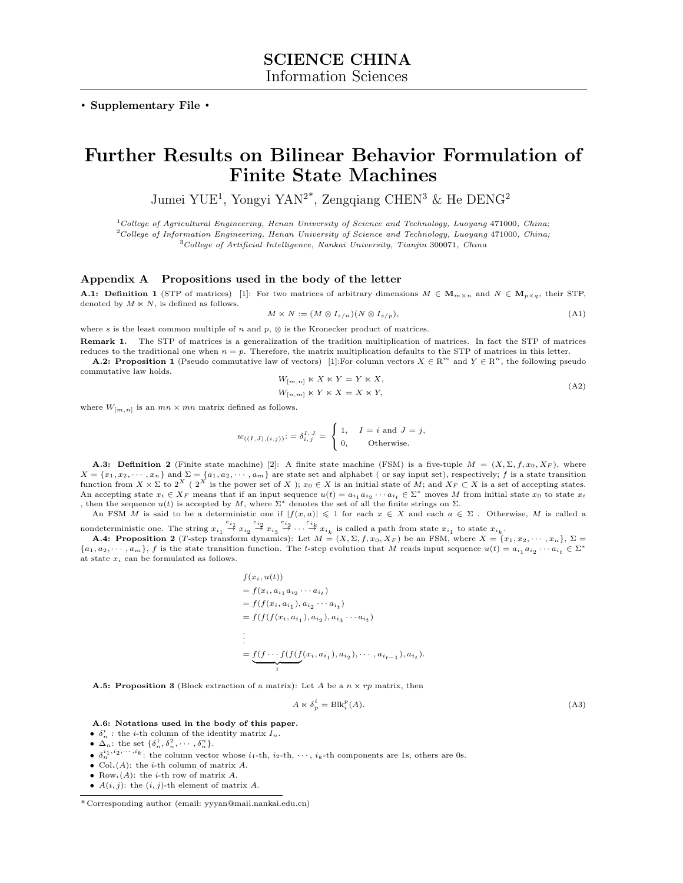**SCIENCE CHINA**
Information Sciences

• **Supplementary File** •

# Further Results on Bilinear Behavior Formulation of Finite State Machines

Jumei YUE[1], Yongyi YAN[2*], Zengqiang CHEN[3] & He DENG[2]

[1]*College of Agricultural Engineering, Henan University of Science and Technology, Luoyang* 471000*, China;*
[2]*College of Information Engineering, Henan University of Science and Technology, Luoyang* 471000*, China;*
[3]*College of Artificial Intelligence, Nankai University, Tianjin* 300071*, China*

## Appendix A Propositions used in the body of the letter

**A.1: Definition 1** (STP of matrices) [1]: For two matrices of arbitrary dimensions $M \in \mathbf{M}_{m\times n}$ and $N \in \mathbf{M}_{p\times q}$, their STP, denoted by $M \ltimes N$, is defined as follows.

$$M \ltimes N := (M \otimes I_{s/n})(N \otimes I_{s/p}), \tag{A1}$$

where $s$ is the least common multiple of $n$ and $p$, $\otimes$ is the Kronecker product of matrices.

**Remark 1.** The STP of matrices is a generalization of the tradition multiplication of matrices. In fact the STP of matrices reduces to the traditional one when $n = p$. Therefore, the matrix multiplication defaults to the STP of matrices in this letter.

**A.2: Proposition 1** (Pseudo commutative law of vectors) [1]:For column vectors $X \in \mathrm{R}^m$ and $Y \in \mathrm{R}^n$, the following pseudo commutative law holds.

$$\begin{aligned} W_{[m,n]} \ltimes X \ltimes Y = Y \ltimes X, \\ W_{[n,m]} \ltimes Y \ltimes X = X \ltimes Y, \end{aligned} \tag{A2}$$

where $W_{[m,n]}$ is an $mn \times mn$ matrix defined as follows.

$$w_{((I,J),(i,j))} := \delta_{i,j}^{I,J} = \begin{cases} 1, & I = i \text{ and } J = j, \\ 0, & \text{Otherwise.} \end{cases}$$

**A.3: Definition 2** (Finite state machine) [2]: A finite state machine (FSM) is a five-tuple $M = (X, \Sigma, f, x_0, X_F)$, where $X = \{x_1, x_2, \cdots, x_n\}$ and $\Sigma = \{a_1, a_2, \cdots, a_m\}$ are state set and alphabet ( or say input set), respectively; $f$ is a state transition function from $X \times \Sigma$ to $2^X$ ( $2^X$ is the power set of $X$ ); $x_0 \in X$ is an initial state of $M$; and $X_F \subset X$ is a set of accepting states. An accepting state $x_i \in X_F$ means that if an input sequence $u(t) = a_{i_1}a_{i_2}\cdots a_{i_t} \in \Sigma^*$ moves $M$ from initial state $x_0$ to state $x_i$ , then the sequence $u(t)$ is accepted by $M$, where $\Sigma^*$ denotes the set of all the finite strings on $\Sigma$.

An FSM $M$ is said to be a deterministic one if $|f(x, a)| \leqslant 1$ for each $x \in X$ and each $a \in \Sigma$ . Otherwise, $M$ is called a nondeterministic one. The string $x_{i_1} \overset{e_{i_1}}{\to} x_{i_2} \overset{e_{i_2}}{\to} x_{i_3} \overset{e_{i_3}}{\to} \cdots \overset{e_{i_k}}{\to} x_{i_k}$ is called a path from state $x_{i_1}$ to state $x_{i_k}$.

**A.4: Proposition 2** ($T$-step transform dynamics): Let $M = (X, \Sigma, f, x_0, X_F)$ be an FSM, where $X = \{x_1, x_2, \cdots, x_n\}$, $\Sigma = \{a_1, a_2, \cdots, a_m\}$, $f$ is the state transition function. The $t$-step evolution that $M$ reads input sequence $u(t) = a_{i_1}a_{i_2}\cdots a_{i_t} \in \Sigma^*$ at state $x_i$ can be formulated as follows.

$$\begin{aligned}
& f(x_i, u(t)) \\
&= f(x_i, a_{i_1}a_{i_2}\cdots a_{i_t}) \\
&= f(f(x_i, a_{i_1}), a_{i_2}\cdots a_{i_t}) \\
&= f(f(f(x_i, a_{i_1}), a_{i_2}), a_{i_3}\cdots a_{i_t}) \\
&\;\vdots \\
&= \underbrace{f(f\cdots f(f(f}_{t}(x_i, a_{i_1}), a_{i_2}), \cdots, a_{i_{t-1}}), a_{i_t}).
\end{aligned}$$

**A.5: Proposition 3** (Block extraction of a matrix): Let $A$ be a $n \times rp$ matrix, then

$$A \ltimes \delta_p^i = \mathrm{Blk}_i^p(A). \tag{A3}$$

**A.6: Notations used in the body of this paper.**

- $\delta_n^i$ : the $i$-th column of the identity matrix $I_n$.
- $\Delta_n$: the set $\{\delta_n^1, \delta_n^2, \cdots, \delta_n^n\}$.
- $\delta_n^{i_1,i_2,\cdots,i_k}$: the column vector whose $i_1$-th, $i_2$-th, $\cdots$, $i_k$-th components are 1s, others are 0s.
- $\mathrm{Col}_i(A)$: the $i$-th column of matrix $A$.
- $\mathrm{Row}_i(A)$: the $i$-th row of matrix $A$.
- $A(i, j)$: the $(i, j)$-th element of matrix $A$.

* Corresponding author (email: yyyan@mail.nankai.edu.cn)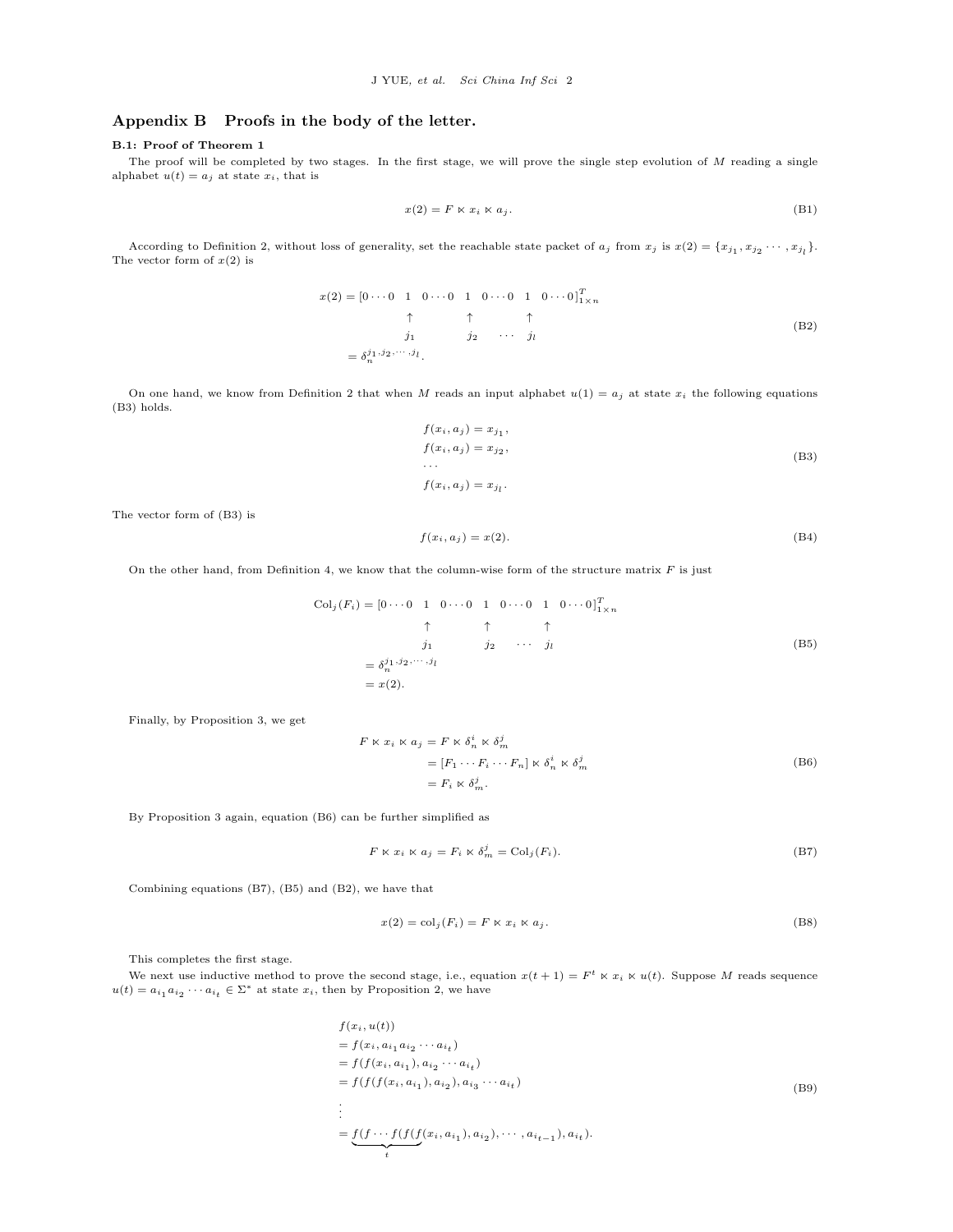## Appendix B Proofs in the body of the letter.

**B.1: Proof of Theorem 1**

The proof will be completed by two stages. In the first stage, we will prove the single step evolution of $M$ reading a single alphabet $u(t) = a_j$ at state $x_i$, that is

$$x(2) = F \ltimes x_i \ltimes a_j. \tag{B1}$$

According to Definition 2, without loss of generality, set the reachable state packet of $a_j$ from $x_j$ is $x(2) = \{x_{j_1}, x_{j_2} \cdots, x_{j_l}\}$. The vector form of $x(2)$ is

$$\begin{aligned}
x(2) &= [0 \cdots 0 \quad \underset{\substack{\uparrow \\ j_1}}{1} \quad 0 \cdots 0 \quad \underset{\substack{\uparrow \\ j_2}}{1} \quad 0 \cdots 0 \quad \cdots \quad \underset{\substack{\uparrow \\ j_l}}{1} \quad 0 \cdots 0]^T_{1\times n} \\
&= \delta_n^{j_1, j_2, \cdots, j_l}.
\end{aligned} \tag{B2}$$

On one hand, we know from Definition 2 that when $M$ reads an input alphabet $u(1) = a_j$ at state $x_i$ the following equations (B3) holds.

$$\begin{aligned}
&f(x_i, a_j) = x_{j_1}, \\
&f(x_i, a_j) = x_{j_2}, \\
&\cdots \\
&f(x_i, a_j) = x_{j_l}.
\end{aligned} \tag{B3}$$

The vector form of (B3) is

$$f(x_i, a_j) = x(2). \tag{B4}$$

On the other hand, from Definition 4, we know that the column-wise form of the structure matrix $F$ is just

$$\begin{aligned}
\mathrm{Col}_j(F_i) &= [0 \cdots 0 \quad \underset{\substack{\uparrow \\ j_1}}{1} \quad 0 \cdots 0 \quad \underset{\substack{\uparrow \\ j_2}}{1} \quad 0 \cdots 0 \quad \cdots \quad \underset{\substack{\uparrow \\ j_l}}{1} \quad 0 \cdots 0]^T_{1\times n} \\
&= \delta_n^{j_1, j_2, \cdots, j_l} \\
&= x(2).
\end{aligned} \tag{B5}$$

Finally, by Proposition 3, we get

$$\begin{aligned}
F \ltimes x_i \ltimes a_j &= F \ltimes \delta_n^i \ltimes \delta_m^j \\
&= [F_1 \cdots F_i \cdots F_n] \ltimes \delta_n^i \ltimes \delta_m^j \\
&= F_i \ltimes \delta_m^j.
\end{aligned} \tag{B6}$$

By Proposition 3 again, equation (B6) can be further simplified as

$$F \ltimes x_i \ltimes a_j = F_i \ltimes \delta_m^j = \mathrm{Col}_j(F_i). \tag{B7}$$

Combining equations (B7), (B5) and (B2), we have that

$$x(2) = \mathrm{col}_j(F_i) = F \ltimes x_i \ltimes a_j. \tag{B8}$$

This completes the first stage.

We next use inductive method to prove the second stage, i.e., equation $x(t+1) = F^t \ltimes x_i \ltimes u(t)$. Suppose $M$ reads sequence $u(t) = a_{i_1} a_{i_2} \cdots a_{i_t} \in \Sigma^*$ at state $x_i$, then by Proposition 2, we have

$$\begin{aligned}
&f(x_i, u(t)) \\
&= f(x_i, a_{i_1} a_{i_2} \cdots a_{i_t}) \\
&= f(f(x_i, a_{i_1}), a_{i_2} \cdots a_{i_t}) \\
&= f(f(f(x_i, a_{i_1}), a_{i_2}), a_{i_3} \cdots a_{i_t}) \\
&\;\vdots \\
&= \underbrace{f(f \cdots f(f(f}_{t}(x_i, a_{i_1}), a_{i_2}), \cdots, a_{i_{t-1}}), a_{i_t}).
\end{aligned} \tag{B9}$$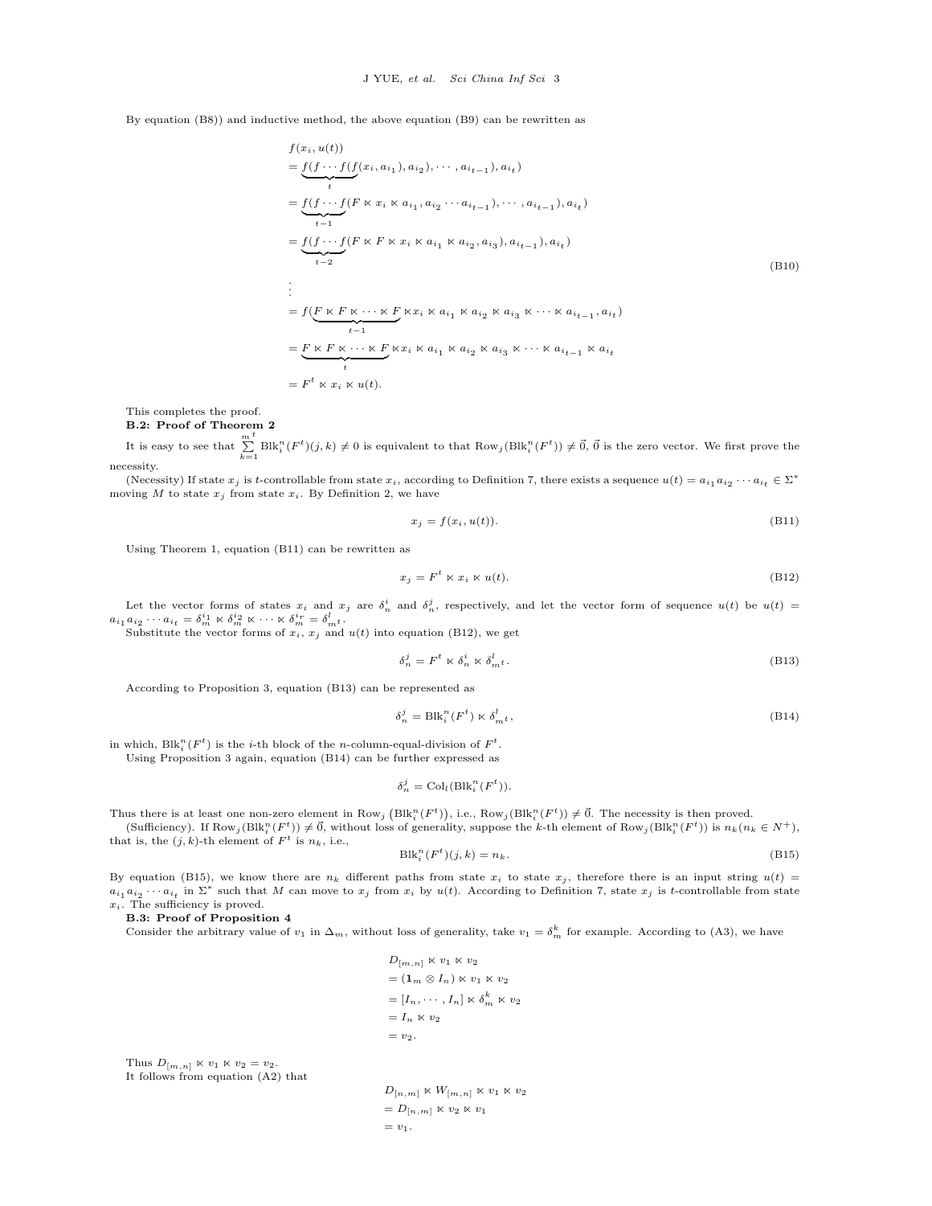By equation (B8)) and inductive method, the above equation (B9) can be rewritten as

$$
\begin{aligned}
& f(x_i, u(t)) \\
&= \underbrace{f(f\cdots f}_{t}(f(x_i, a_{i_1}), a_{i_2}), \cdots, a_{i_{t-1}}), a_{i_t}) \\
&= \underbrace{f(f\cdots f}_{t-1}(F \ltimes x_i \ltimes a_{i_1}, a_{i_2} \cdots a_{i_{t-1}}), \cdots, a_{i_{t-1}}), a_{i_t}) \\
&= \underbrace{f(f\cdots f}_{t-2}(F \ltimes F \ltimes x_i \ltimes a_{i_1} \ltimes a_{i_2}, a_{i_3}), a_{i_{t-1}}), a_{i_t}) \\
&\ \vdots \\
&= f(\underbrace{F \ltimes F \ltimes \cdots \ltimes F}_{t-1} \ltimes x_i \ltimes a_{i_1} \ltimes a_{i_2} \ltimes a_{i_3} \ltimes \cdots \ltimes a_{i_{t-1}}, a_{i_t}) \\
&= \underbrace{F \ltimes F \ltimes \cdots \ltimes F}_{t} \ltimes x_i \ltimes a_{i_1} \ltimes a_{i_2} \ltimes a_{i_3} \ltimes \cdots \ltimes a_{i_{t-1}} \ltimes a_{i_t} \\
&= F^t \ltimes x_i \ltimes u(t).
\end{aligned} \tag{B10}
$$

This completes the proof.

**B.2: Proof of Theorem 2**

It is easy to see that $\sum\limits_{k=1}^{m^t} \mathrm{Blk}_i^n(F^t)(j,k) \neq 0$ is equivalent to that $\mathrm{Row}_j(\mathrm{Blk}_i^n(F^t)) \neq \vec{0}$, $\vec{0}$ is the zero vector. We first prove the necessity.

(Necessity) If state $x_j$ is $t$-controllable from state $x_i$, according to Definition 7, there exists a sequence $u(t) = a_{i_1} a_{i_2} \cdots a_{i_t} \in \Sigma^*$ moving $M$ to state $x_j$ from state $x_i$. By Definition 2, we have

$$x_j = f(x_i, u(t)). \tag{B11}$$

Using Theorem 1, equation (B11) can be rewritten as

$$x_j = F^t \ltimes x_i \ltimes u(t). \tag{B12}$$

Let the vector forms of states $x_i$ and $x_j$ are $\delta_n^i$ and $\delta_n^j$, respectively, and let the vector form of sequence $u(t)$ be $u(t) = a_{i_1} a_{i_2} \cdots a_{i_t} = \delta_m^{i_1} \ltimes \delta_m^{i_2} \ltimes \cdots \ltimes \delta_m^{i_r} = \delta_{m^t}^l$.

Substitute the vector forms of $x_i$, $x_j$ and $u(t)$ into equation (B12), we get

$$\delta_n^j = F^t \ltimes \delta_n^i \ltimes \delta_{m^t}^l. \tag{B13}$$

According to Proposition 3, equation (B13) can be represented as

$$\delta_n^j = \mathrm{Blk}_i^n(F^t) \ltimes \delta_{m^t}^l, \tag{B14}$$

in which, $\mathrm{Blk}_i^n(F^t)$ is the $i$-th block of the $n$-column-equal-division of $F^t$.

Using Proposition 3 again, equation (B14) can be further expressed as

$$\delta_n^j = \mathrm{Col}_l(\mathrm{Blk}_i^n(F^t)).$$

Thus there is at least one non-zero element in $\mathrm{Row}_j\left(\mathrm{Blk}_i^n(F^t)\right)$, i.e., $\mathrm{Row}_j(\mathrm{Blk}_i^n(F^t)) \neq \vec{0}$. The necessity is then proved.

(Sufficiency). If $\mathrm{Row}_j(\mathrm{Blk}_i^n(F^t)) \neq \vec{0}$, without loss of generality, suppose the $k$-th element of $\mathrm{Row}_j(\mathrm{Blk}_i^n(F^t))$ is $n_k (n_k \in N^+)$, that is, the $(j,k)$-th element of $F^t$ is $n_k$, i.e.,

$$\mathrm{Blk}_i^n(F^t)(j,k) = n_k. \tag{B15}$$

By equation (B15), we know there are $n_k$ different paths from state $x_i$ to state $x_j$, therefore there is an input string $u(t) = a_{i_1} a_{i_2} \cdots a_{i_t}$ in $\Sigma^*$ such that $M$ can move to $x_j$ from $x_i$ by $u(t)$. According to Definition 7, state $x_j$ is $t$-controllable from state $x_i$. The sufficiency is proved.

**B.3: Proof of Proposition 4**

Consider the arbitrary value of $v_1$ in $\Delta_m$, without loss of generality, take $v_1 = \delta_m^k$ for example. According to (A3), we have

$$
\begin{aligned}
& D_{[m,n]} \ltimes v_1 \ltimes v_2 \\
&= (\mathbf{1}_m \otimes I_n) \ltimes v_1 \ltimes v_2 \\
&= [I_n, \cdots, I_n] \ltimes \delta_m^k \ltimes v_2 \\
&= I_n \ltimes v_2 \\
&= v_2.
\end{aligned}
$$

Thus $D_{[m,n]} \ltimes v_1 \ltimes v_2 = v_2$.

It follows from equation (A2) that

$$
\begin{aligned}
& D_{[n,m]} \ltimes W_{[m,n]} \ltimes v_1 \ltimes v_2 \\
&= D_{[n,m]} \ltimes v_2 \ltimes v_1 \\
&= v_1.
\end{aligned}
$$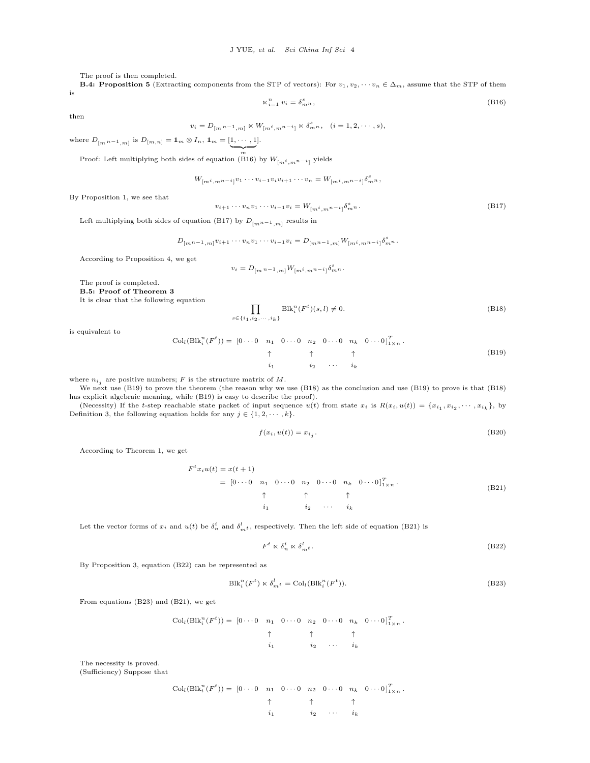The proof is then completed.

**B.4: Proposition 5** (Extracting components from the STP of vectors): For $v_1, v_2, \cdots v_n \in \Delta_m$, assume that the STP of them is

$$\ltimes_{i=1}^{n} v_i = \delta_{m^n}^{s}, \tag{B16}$$

then

$$v_i = D_{[m^{n-1},m]} \ltimes W_{[m^i,m^{n-i}]} \ltimes \delta_{m^n}^{s}, \quad (i = 1, 2, \cdots, s),$$

where $D_{[m^{n-1},m]}$ is $D_{[m,n]} = \mathbf{1}_m \otimes I_n$, $\mathbf{1}_m = [\underbrace{1, \cdots, 1}_{m}]$.

Proof: Left multiplying both sides of equation (B16) by $W_{[m^i,m^{n-i}]}$ yields

$$W_{[m^i,m^{n-i}]} v_1 \cdots v_{i-1} v_i v_{i+1} \cdots v_n = W_{[m^i,m^{n-i}]} \delta_{m^n}^{s},$$

By Proposition 1, we see that

$$v_{i+1} \cdots v_n v_1 \cdots v_{i-1} v_i = W_{[m^i,m^{n-i}]} \delta_{m^n}^{s}. \tag{B17}$$

Left multiplying both sides of equation (B17) by $D_{[m^{n-1},m]}$ results in

$$D_{[m^{n-1},m]} v_{i+1} \cdots v_n v_1 \cdots v_{i-1} v_i = D_{[m^{n-1},m]} W_{[m^i,m^{n-i}]} \delta_{m^n}^{s}.$$

According to Proposition 4, we get

$$v_i = D_{[m^{n-1},m]} W_{[m^i,m^{n-i}]} \delta_{m^n}^{s}.$$

The proof is completed.

**B.5: Proof of Theorem 3**

It is clear that the following equation

$$\prod_{s \in \{i_1, i_2, \cdots, i_k\}} \mathrm{Blk}_i^n(F^t)(s, l) \neq 0. \tag{B18}$$

is equivalent to

$$\mathrm{Col}_l(\mathrm{Blk}_i^n(F^t)) = \underset{\hphantom{0\cdots0\ \ }\uparrow\ i_1 \hphantom{0\cdots0\ \ }\uparrow\ i_2\ \cdots\ \uparrow\ i_k}{[0 \cdots 0 \quad n_1 \quad 0 \cdots 0 \quad n_2 \quad 0 \cdots 0 \quad n_k \quad 0 \cdots 0]_{1 \times n}^{T}}. \tag{B19}$$

where $n_{i_j}$ are positive numbers; $F$ is the structure matrix of $M$.

We next use (B19) to prove the theorem (the reason why we use (B18) as the conclusion and use (B19) to prove is that (B18) has explicit algebraic meaning, while (B19) is easy to describe the proof).

(Necessity) If the $t$-step reachable state packet of input sequence $u(t)$ from state $x_i$ is $R(x_i, u(t)) = \{x_{i_1}, x_{i_2}, \cdots, x_{i_k}\}$, by Definition 3, the following equation holds for any $j \in \{1, 2, \cdots, k\}$.

$$f(x_i, u(t)) = x_{i_j}. \tag{B20}$$

According to Theorem 1, we get

$$\begin{aligned} F^t x_i u(t) &= x(t+1) \\ &= \underset{\hphantom{0\cdots0\ \ }\uparrow\ i_1 \hphantom{0\cdots0\ \ }\uparrow\ i_2\ \cdots\ \uparrow\ i_k}{[0 \cdots 0 \quad n_1 \quad 0 \cdots 0 \quad n_2 \quad 0 \cdots 0 \quad n_k \quad 0 \cdots 0]_{1 \times n}^{T}}. \end{aligned} \tag{B21}$$

Let the vector forms of $x_i$ and $u(t)$ be $\delta_n^i$ and $\delta_{m^t}^l$, respectively. Then the left side of equation (B21) is

$$F^t \ltimes \delta_n^i \ltimes \delta_{m^t}^l. \tag{B22}$$

By Proposition 3, equation (B22) can be represented as

$$\mathrm{Blk}_i^n(F^t) \ltimes \delta_{m^t}^l = \mathrm{Col}_l(\mathrm{Blk}_i^n(F^t)). \tag{B23}$$

From equations (B23) and (B21), we get

$$\mathrm{Col}_l(\mathrm{Blk}_i^n(F^t)) = \underset{\hphantom{0\cdots0\ \ }\uparrow\ i_1 \hphantom{0\cdots0\ \ }\uparrow\ i_2\ \cdots\ \uparrow\ i_k}{[0 \cdots 0 \quad n_1 \quad 0 \cdots 0 \quad n_2 \quad 0 \cdots 0 \quad n_k \quad 0 \cdots 0]_{1 \times n}^{T}}.$$

The necessity is proved.

(Sufficiency) Suppose that

$$\mathrm{Col}_l(\mathrm{Blk}_i^n(F^t)) = \underset{\hphantom{0\cdots0\ \ }\uparrow\ i_1 \hphantom{0\cdots0\ \ }\uparrow\ i_2\ \cdots\ \uparrow\ i_k}{[0 \cdots 0 \quad n_1 \quad 0 \cdots 0 \quad n_2 \quad 0 \cdots 0 \quad n_k \quad 0 \cdots 0]_{1 \times n}^{T}}.$$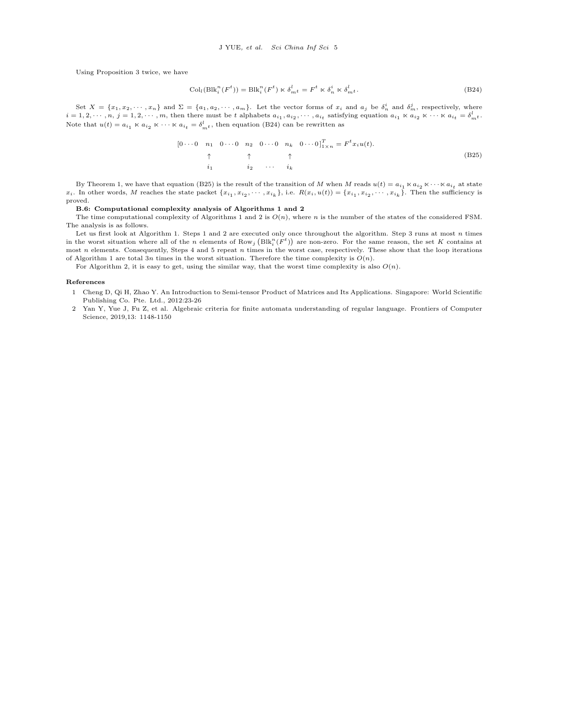Using Proposition 3 twice, we have

$$\mathrm{Col}_l(\mathrm{Blk}_i^n(F^t)) = \mathrm{Blk}_i^n(F^t) \ltimes \delta_{m^t}^l = F^t \ltimes \delta_n^i \ltimes \delta_{m^t}^l. \tag{B24}$$

Set $X = \{x_1, x_2, \cdots, x_n\}$ and $\Sigma = \{a_1, a_2, \cdots, a_m\}$. Let the vector forms of $x_i$ and $a_j$ be $\delta_n^i$ and $\delta_m^j$, respectively, where $i = 1, 2, \cdots, n$, $j = 1, 2, \cdots, m$, then there must be $t$ alphabets $a_{i_1}, a_{i_2}, \cdots, a_{i_t}$ satisfying equation $a_{i_1} \ltimes a_{i_2} \ltimes \cdots \ltimes a_{i_t} = \delta_{m^t}^l$. Note that $u(t) = a_{i_1} \ltimes a_{i_2} \ltimes \cdots \ltimes a_{i_t} = \delta_{m^t}^l$, then equation (B24) can be rewritten as

$$\begin{array}{c} [0 \cdots 0 \quad n_1 \quad 0 \cdots 0 \quad n_2 \quad 0 \cdots 0 \quad n_k \quad 0 \cdots 0]_{1 \times n}^T = F^t x_i u(t). \\ \qquad\uparrow \qquad\qquad\quad \uparrow \qquad\qquad\quad \uparrow \qquad\qquad\qquad\qquad\qquad \\ \qquad i_1 \qquad\qquad\quad i_2 \quad\; \cdots \quad\; i_k \qquad\qquad\qquad\qquad\qquad \end{array} \tag{B25}$$

By Theorem 1, we have that equation (B25) is the result of the transition of $M$ when $M$ reads $u(t) = a_{i_1} \ltimes a_{i_2} \ltimes \cdots \ltimes a_{i_t}$ at state $x_i$. In other words, $M$ reaches the state packet $\{x_{i_1}, x_{i_2}, \cdots, x_{i_k}\}$, i.e. $R(x_i, u(t)) = \{x_{i_1}, x_{i_2}, \cdots, x_{i_k}\}$. Then the sufficiency is proved.

**B.6: Computational complexity analysis of Algorithms 1 and 2**

The time computational complexity of Algorithms 1 and 2 is $O(n)$, where $n$ is the number of the states of the considered FSM. The analysis is as follows.

Let us first look at Algorithm 1. Steps 1 and 2 are executed only once throughout the algorithm. Step 3 runs at most $n$ times in the worst situation where all of the $n$ elements of $\mathrm{Row}_j\left(\mathrm{Blk}_i^n(F^t)\right)$ are non-zero. For the same reason, the set $K$ contains at most $n$ elements. Consequently, Steps 4 and 5 repeat $n$ times in the worst case, respectively. These show that the loop iterations of Algorithm 1 are total $3n$ times in the worst situation. Therefore the time complexity is $O(n)$.

For Algorithm 2, it is easy to get, using the similar way, that the worst time complexity is also $O(n)$.

**References**

1. Cheng D, Qi H, Zhao Y. An Introduction to Semi-tensor Product of Matrices and Its Applications. Singapore: World Scientific Publishing Co. Pte. Ltd., 2012:23-26
2. Yan Y, Yue J, Fu Z, et al. Algebraic criteria for finite automata understanding of regular language. Frontiers of Computer Science, 2019,13: 1148-1150